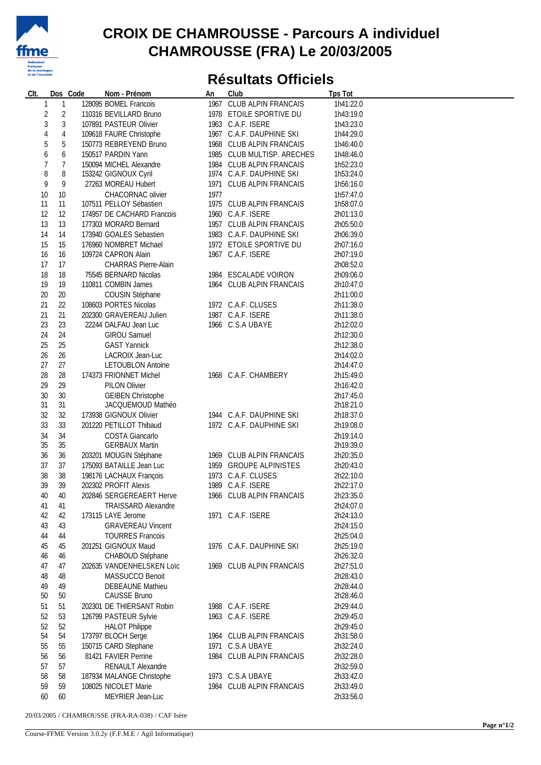# CROIX DE CHAMROUSSE - Parcours A individuel
# CHAMROUSSE (FRA) Le 20/03/2005

## Résultats Officiels

| Clt. | Dos | Code | Nom - Prénom | An | Club | Tps Tot |
|---|---|---|---|---|---|---|
| 1 | 1 | 128095 | BOMEL Francois | 1967 | CLUB ALPIN FRANCAIS | 1h41:22.0 |
| 2 | 2 | 110316 | BEVILLARD Bruno | 1978 | ETOILE SPORTIVE DU | 1h43:19.0 |
| 3 | 3 | 107891 | PASTEUR Olivier | 1963 | C.A.F. ISERE | 1h43:23.0 |
| 4 | 4 | 109618 | FAURE Christophe | 1967 | C.A.F. DAUPHINE SKI | 1h44:29.0 |
| 5 | 5 | 150773 | REBREYEND Bruno | 1968 | CLUB ALPIN FRANCAIS | 1h46:40.0 |
| 6 | 6 | 150517 | PARDIN Yann | 1985 | CLUB MULTISP. ARECHES | 1h48:46.0 |
| 7 | 7 | 150094 | MICHEL Alexandre | 1984 | CLUB ALPIN FRANCAIS | 1h52:23.0 |
| 8 | 8 | 153242 | GIGNOUX Cyril | 1974 | C.A.F. DAUPHINE SKI | 1h53:24.0 |
| 9 | 9 | 27263 | MOREAU Hubert | 1971 | CLUB ALPIN FRANCAIS | 1h56:16.0 |
| 10 | 10 | | CHACORNAC olivier | 1977 | | 1h57:47.0 |
| 11 | 11 | 107511 | PELLOY Sébastien | 1975 | CLUB ALPIN FRANCAIS | 1h58:07.0 |
| 12 | 12 | 174957 | DE CACHARD Francois | 1960 | C.A.F. ISERE | 2h01:13.0 |
| 13 | 13 | 177303 | MORARD Bernard | 1957 | CLUB ALPIN FRANCAIS | 2h05:50.0 |
| 14 | 14 | 173940 | GOALES Sebastien | 1983 | C.A.F. DAUPHINE SKI | 2h06:39.0 |
| 15 | 15 | 176960 | NOMBRET Michael | 1972 | ETOILE SPORTIVE DU | 2h07:16.0 |
| 16 | 16 | 109724 | CAPRON Alain | 1967 | C.A.F. ISERE | 2h07:19.0 |
| 17 | 17 | | CHARRAS Pierre-Alain | | | 2h08:52.0 |
| 18 | 18 | 75545 | BERNARD Nicolas | 1984 | ESCALADE VOIRON | 2h09:06.0 |
| 19 | 19 | 110811 | COMBIN James | 1964 | CLUB ALPIN FRANCAIS | 2h10:47.0 |
| 20 | 20 | | COUSIN Stéphane | | | 2h11:00.0 |
| 21 | 22 | 108603 | PORTES Nicolas | 1972 | C.A.F. CLUSES | 2h11:38.0 |
| 21 | 21 | 202300 | GRAVEREAU Julien | 1987 | C.A.F. ISERE | 2h11:38.0 |
| 23 | 23 | 22244 | DALFAU Jean Luc | 1966 | C.S.A UBAYE | 2h12:02.0 |
| 24 | 24 | | GIROU Samuel | | | 2h12:30.0 |
| 25 | 25 | | GAST Yannick | | | 2h12:38.0 |
| 26 | 26 | | LACROIX Jean-Luc | | | 2h14:02.0 |
| 27 | 27 | | LETOUBLON Antoine | | | 2h14:47.0 |
| 28 | 28 | 174373 | FRIONNET Michel | 1968 | C.A.F. CHAMBERY | 2h15:49.0 |
| 29 | 29 | | PILON Olivier | | | 2h16:42.0 |
| 30 | 30 | | GEIBEN Christophe | | | 2h17:45.0 |
| 31 | 31 | | JACQUEMOUD Mathéo | | | 2h18:21.0 |
| 32 | 32 | 173938 | GIGNOUX Olivier | 1944 | C.A.F. DAUPHINE SKI | 2h18:37.0 |
| 33 | 33 | 201220 | PETILLOT Thibaud | 1972 | C.A.F. DAUPHINE SKI | 2h19:08.0 |
| 34 | 34 | | COSTA Giancarlo | | | 2h19:14.0 |
| 35 | 35 | | GERBAUX Martin | | | 2h19:39.0 |
| 36 | 36 | 203201 | MOUGIN Stéphane | 1969 | CLUB ALPIN FRANCAIS | 2h20:35.0 |
| 37 | 37 | 175093 | BATAILLE Jean Luc | 1959 | GROUPE ALPINISTES | 2h20:43.0 |
| 38 | 38 | 198176 | LACHAUX François | 1973 | C.A.F. CLUSES | 2h22:10.0 |
| 39 | 39 | 202302 | PROFIT Alexis | 1989 | C.A.F. ISERE | 2h22:17.0 |
| 40 | 40 | 202846 | SERGEREAERT Herve | 1966 | CLUB ALPIN FRANCAIS | 2h23:35.0 |
| 41 | 41 | | TRAISSARD Alexandre | | | 2h24:07.0 |
| 42 | 42 | 173115 | LAYE Jerome | 1971 | C.A.F. ISERE | 2h24:13.0 |
| 43 | 43 | | GRAVEREAU Vincent | | | 2h24:15.0 |
| 44 | 44 | | TOURRES Francois | | | 2h25:04.0 |
| 45 | 45 | 201251 | GIGNOUX Maud | 1976 | C.A.F. DAUPHINE SKI | 2h25:19.0 |
| 46 | 46 | | CHABOUD Stéphane | | | 2h26:32.0 |
| 47 | 47 | 202635 | VANDENHELSKEN Loïc | 1969 | CLUB ALPIN FRANCAIS | 2h27:51.0 |
| 48 | 48 | | MASSUCCO Benoit | | | 2h28:43.0 |
| 49 | 49 | | DEBEAUNE Mathieu | | | 2h28:44.0 |
| 50 | 50 | | CAUSSE Bruno | | | 2h28:46.0 |
| 51 | 51 | 202301 | DE THIERSANT Robin | 1988 | C.A.F. ISERE | 2h29:44.0 |
| 52 | 53 | 126799 | PASTEUR Sylvie | 1963 | C.A.F. ISERE | 2h29:45.0 |
| 52 | 52 | | HALOT Philippe | | | 2h29:45.0 |
| 54 | 54 | 173797 | BLOCH Serge | 1964 | CLUB ALPIN FRANCAIS | 2h31:58.0 |
| 55 | 55 | 150715 | CARD Stephane | 1971 | C.S.A UBAYE | 2h32:24.0 |
| 56 | 56 | 81421 | FAVIER Perrine | 1984 | CLUB ALPIN FRANCAIS | 2h32:28.0 |
| 57 | 57 | | RENAULT Alexandre | | | 2h32:59.0 |
| 58 | 58 | 187934 | MALANGE Christophe | 1973 | C.S.A UBAYE | 2h33:42.0 |
| 59 | 59 | 108025 | NICOLET Marie | 1984 | CLUB ALPIN FRANCAIS | 2h33:49.0 |
| 60 | 60 | | MEYRIER Jean-Luc | | | 2h33:56.0 |

20/03/2005 / CHAMROUSSE (FRA-RA-038) / CAF Isère

Course-FFME Version 3.0.2y (F.F.M.E / Agil Informatique)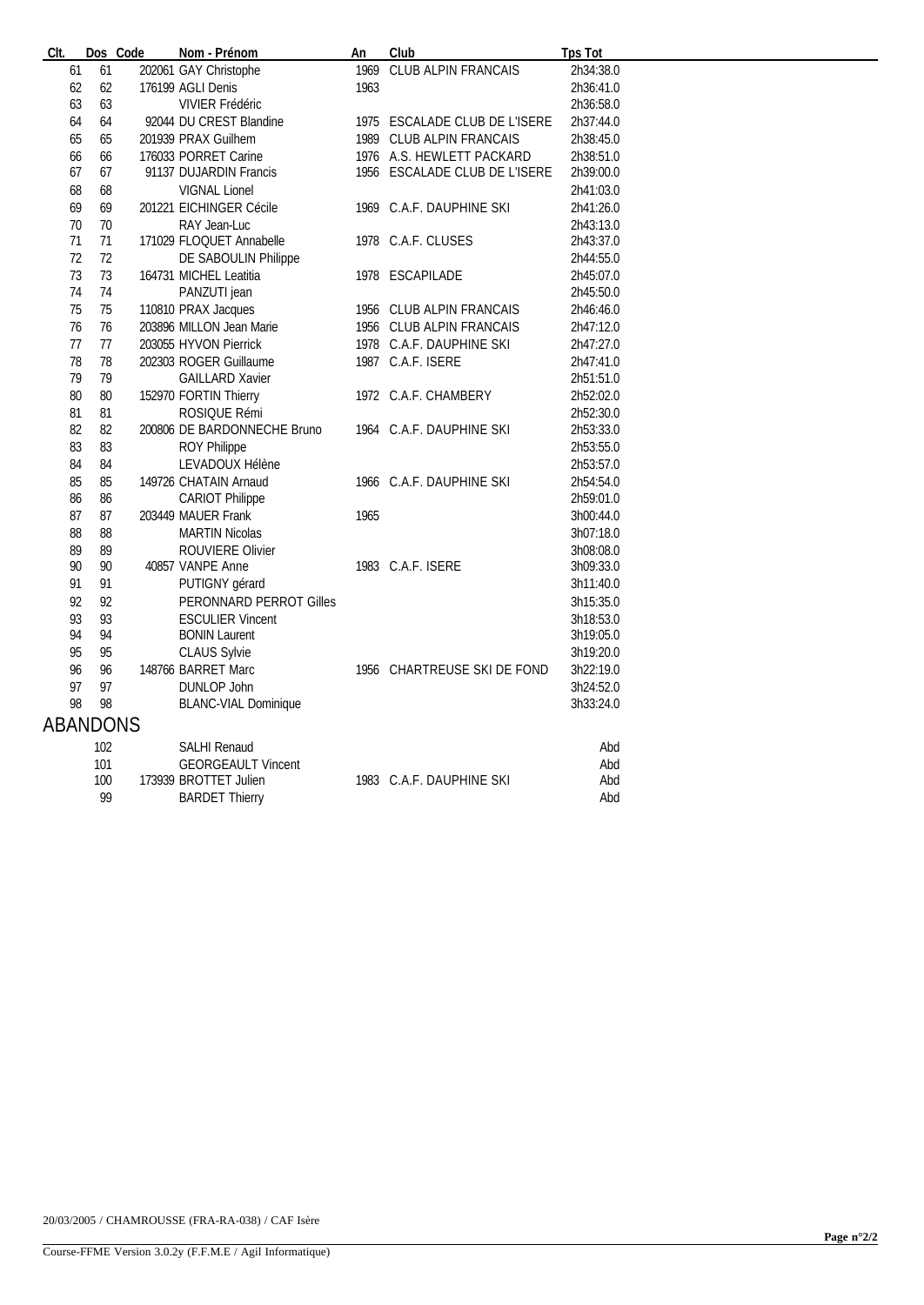| Clt. | Dos | Code | Nom - Prénom | An | Club | Tps Tot |
|---|---|---|---|---|---|---|
| 61 | 61 | 202061 | GAY Christophe | 1969 | CLUB ALPIN FRANCAIS | 2h34:38.0 |
| 62 | 62 | 176199 | AGLI Denis | 1963 | | 2h36:41.0 |
| 63 | 63 | | VIVIER Frédéric | | | 2h36:58.0 |
| 64 | 64 | 92044 | DU CREST Blandine | 1975 | ESCALADE CLUB DE L'ISERE | 2h37:44.0 |
| 65 | 65 | 201939 | PRAX Guilhem | 1989 | CLUB ALPIN FRANCAIS | 2h38:45.0 |
| 66 | 66 | 176033 | PORRET Carine | 1976 | A.S. HEWLETT PACKARD | 2h38:51.0 |
| 67 | 67 | 91137 | DUJARDIN Francis | 1956 | ESCALADE CLUB DE L'ISERE | 2h39:00.0 |
| 68 | 68 | | VIGNAL Lionel | | | 2h41:03.0 |
| 69 | 69 | 201221 | EICHINGER Cécile | 1969 | C.A.F. DAUPHINE SKI | 2h41:26.0 |
| 70 | 70 | | RAY Jean-Luc | | | 2h43:13.0 |
| 71 | 71 | 171029 | FLOQUET Annabelle | 1978 | C.A.F. CLUSES | 2h43:37.0 |
| 72 | 72 | | DE SABOULIN Philippe | | | 2h44:55.0 |
| 73 | 73 | 164731 | MICHEL Leatitia | 1978 | ESCAPILADE | 2h45:07.0 |
| 74 | 74 | | PANZUTI jean | | | 2h45:50.0 |
| 75 | 75 | 110810 | PRAX Jacques | 1956 | CLUB ALPIN FRANCAIS | 2h46:46.0 |
| 76 | 76 | 203896 | MILLON Jean Marie | 1956 | CLUB ALPIN FRANCAIS | 2h47:12.0 |
| 77 | 77 | 203055 | HYVON Pierrick | 1978 | C.A.F. DAUPHINE SKI | 2h47:27.0 |
| 78 | 78 | 202303 | ROGER Guillaume | 1987 | C.A.F. ISERE | 2h47:41.0 |
| 79 | 79 | | GAILLARD Xavier | | | 2h51:51.0 |
| 80 | 80 | 152970 | FORTIN Thierry | 1972 | C.A.F. CHAMBERY | 2h52:02.0 |
| 81 | 81 | | ROSIQUE Rémi | | | 2h52:30.0 |
| 82 | 82 | 200806 | DE BARDONNECHE Bruno | 1964 | C.A.F. DAUPHINE SKI | 2h53:33.0 |
| 83 | 83 | | ROY Philippe | | | 2h53:55.0 |
| 84 | 84 | | LEVADOUX Hélène | | | 2h53:57.0 |
| 85 | 85 | 149726 | CHATAIN Arnaud | 1966 | C.A.F. DAUPHINE SKI | 2h54:54.0 |
| 86 | 86 | | CARIOT Philippe | | | 2h59:01.0 |
| 87 | 87 | 203449 | MAUER Frank | 1965 | | 3h00:44.0 |
| 88 | 88 | | MARTIN Nicolas | | | 3h07:18.0 |
| 89 | 89 | | ROUVIERE Olivier | | | 3h08:08.0 |
| 90 | 90 | 40857 | VANPE Anne | 1983 | C.A.F. ISERE | 3h09:33.0 |
| 91 | 91 | | PUTIGNY gérard | | | 3h11:40.0 |
| 92 | 92 | | PERONNARD PERROT Gilles | | | 3h15:35.0 |
| 93 | 93 | | ESCULIER Vincent | | | 3h18:53.0 |
| 94 | 94 | | BONIN Laurent | | | 3h19:05.0 |
| 95 | 95 | | CLAUS Sylvie | | | 3h19:20.0 |
| 96 | 96 | 148766 | BARRET Marc | 1956 | CHARTREUSE SKI DE FOND | 3h22:19.0 |
| 97 | 97 | | DUNLOP John | | | 3h24:52.0 |
| 98 | 98 | | BLANC-VIAL Dominique | | | 3h33:24.0 |

## ABANDONS

| | Dos | Code | Nom - Prénom | An | Club | Tps Tot |
|---|---|---|---|---|---|---|
| | 102 | | SALHI Renaud | | | Abd |
| | 101 | | GEORGEAULT Vincent | | | Abd |
| | 100 | 173939 | BROTTET Julien | 1983 | C.A.F. DAUPHINE SKI | Abd |
| | 99 | | BARDET Thierry | | | Abd |

20/03/2005 / CHAMROUSSE (FRA-RA-038) / CAF Isère

Course-FFME Version 3.0.2y (F.F.M.E / Agil Informatique)